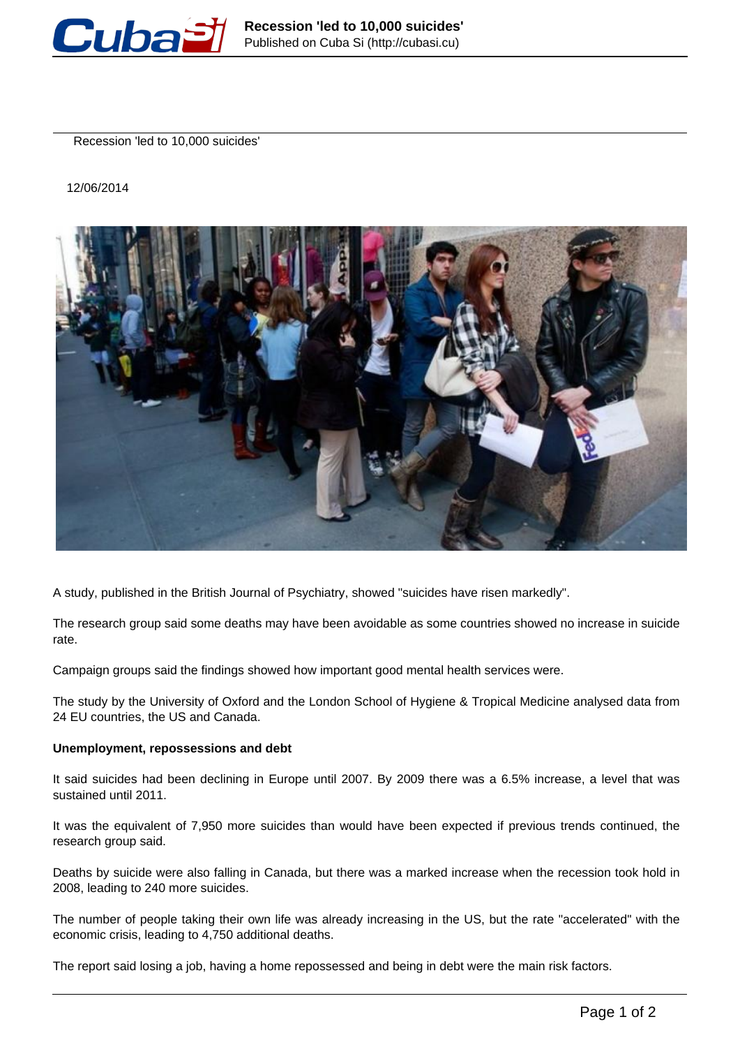# Recession 'led to 10,000 suicides'

12/06/2014

A study, published in the British Journal of Psychiatry, showed "suicides have risen markedly".

The research group said some deaths may have been avoidable as some countries showed no increase in suicide rate.

Campaign groups said the findings showed how important good mental health services were.

The study by the University of Oxford and the London School of Hygiene & Tropical Medicine analysed data from 24 EU countries, the US and Canada.

**Unemployment, repossessions and debt**

It said suicides had been declining in Europe until 2007. By 2009 there was a 6.5% increase, a level that was sustained until 2011.

It was the equivalent of 7,950 more suicides than would have been expected if previous trends continued, the research group said.

Deaths by suicide were also falling in Canada, but there was a marked increase when the recession took hold in 2008, leading to 240 more suicides.

The number of people taking their own life was already increasing in the US, but the rate "accelerated" with the economic crisis, leading to 4,750 additional deaths.

The report said losing a job, having a home repossessed and being in debt were the main risk factors.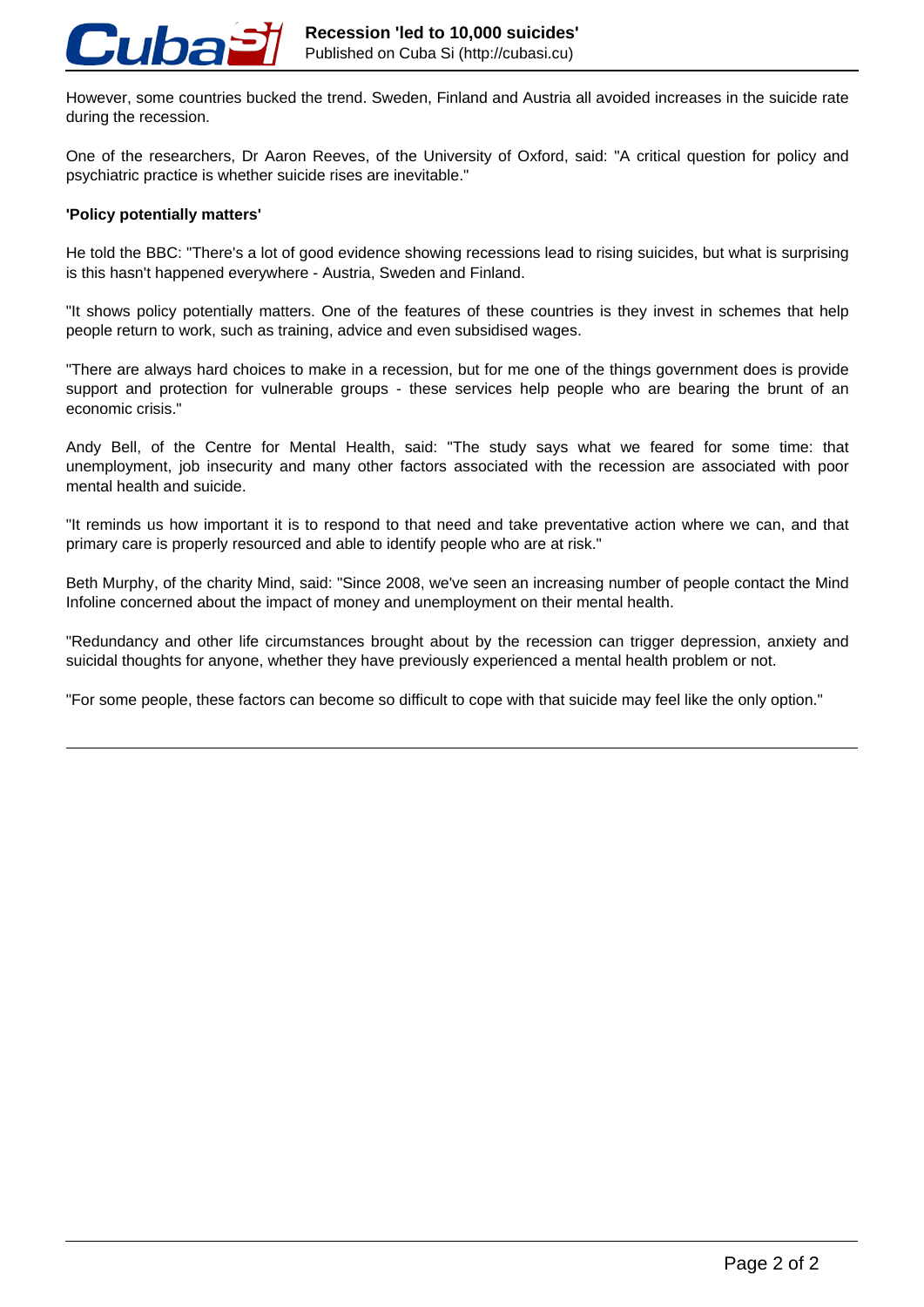However, some countries bucked the trend. Sweden, Finland and Austria all avoided increases in the suicide rate during the recession.

One of the researchers, Dr Aaron Reeves, of the University of Oxford, said: "A critical question for policy and psychiatric practice is whether suicide rises are inevitable."

**'Policy potentially matters'**

He told the BBC: "There's a lot of good evidence showing recessions lead to rising suicides, but what is surprising is this hasn't happened everywhere - Austria, Sweden and Finland.

"It shows policy potentially matters. One of the features of these countries is they invest in schemes that help people return to work, such as training, advice and even subsidised wages.

"There are always hard choices to make in a recession, but for me one of the things government does is provide support and protection for vulnerable groups - these services help people who are bearing the brunt of an economic crisis."

Andy Bell, of the Centre for Mental Health, said: "The study says what we feared for some time: that unemployment, job insecurity and many other factors associated with the recession are associated with poor mental health and suicide.

"It reminds us how important it is to respond to that need and take preventative action where we can, and that primary care is properly resourced and able to identify people who are at risk."

Beth Murphy, of the charity Mind, said: "Since 2008, we've seen an increasing number of people contact the Mind Infoline concerned about the impact of money and unemployment on their mental health.

"Redundancy and other life circumstances brought about by the recession can trigger depression, anxiety and suicidal thoughts for anyone, whether they have previously experienced a mental health problem or not.

"For some people, these factors can become so difficult to cope with that suicide may feel like the only option."